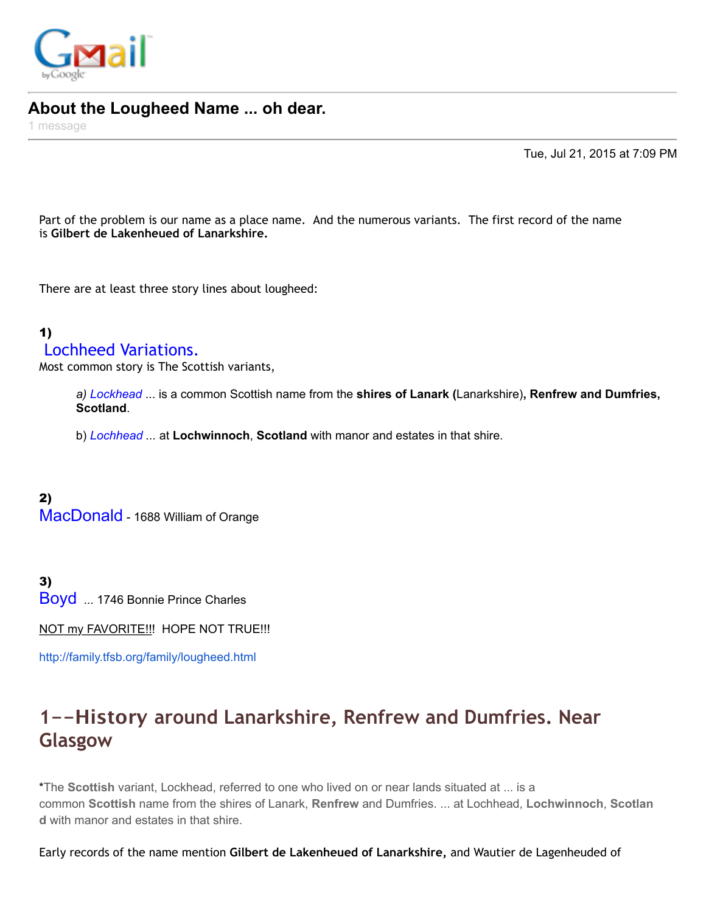Gmail by Google

## About the Lougheed Name ... oh dear.

1 message

Tue, Jul 21, 2015 at 7:09 PM

Part of the problem is our name as a place name. And the numerous variants. The first record of the name is **Gilbert de Lakenheued of Lanarkshire.**

There are at least three story lines about lougheed:

**1)**
Lochheed Variations.
Most common story is The Scottish variants,

> *a) Lockhead* ... is a common Scottish name from the **shires of Lanark (**Lanarkshire)**, Renfrew and Dumfries, Scotland**.
>
> b) *Lochhead ...* at **Lochwinnoch**, **Scotland** with manor and estates in that shire.

**2)**
MacDonald - 1688 William of Orange

**3)**
Boyd ... 1746 Bonnie Prince Charles

NOT my FAVORITE!!! HOPE NOT TRUE!!!

http://family.tfsb.org/family/lougheed.html

## 1--History around Lanarkshire, Renfrew and Dumfries. Near Glasgow

*The **Scottish** variant, Lockhead, referred to one who lived on or near lands situated at ... is a common **Scottish** name from the shires of Lanark, **Renfrew** and Dumfries. ... at Lochhead, **Lochwinnoch**, **Scotland** with manor and estates in that shire.

Early records of the name mention **Gilbert de Lakenheued of Lanarkshire,** and Wautier de Lagenheuded of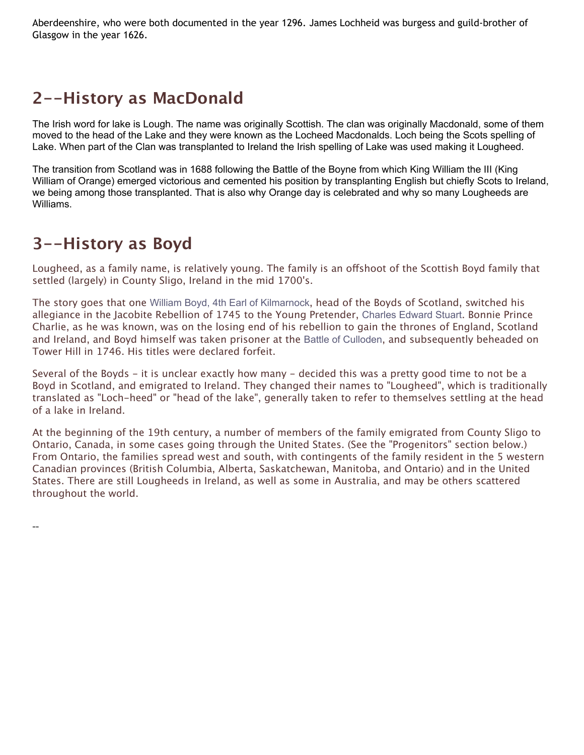Aberdeenshire, who were both documented in the year 1296. James Lochheid was burgess and guild-brother of Glasgow in the year 1626.

## 2--History as MacDonald

The Irish word for lake is Lough. The name was originally Scottish. The clan was originally Macdonald, some of them moved to the head of the Lake and they were known as the Locheed Macdonalds. Loch being the Scots spelling of Lake. When part of the Clan was transplanted to Ireland the Irish spelling of Lake was used making it Lougheed.

The transition from Scotland was in 1688 following the Battle of the Boyne from which King William the III (King William of Orange) emerged victorious and cemented his position by transplanting English but chiefly Scots to Ireland, we being among those transplanted. That is also why Orange day is celebrated and why so many Lougheeds are Williams.

## 3--History as Boyd

Lougheed, as a family name, is relatively young. The family is an offshoot of the Scottish Boyd family that settled (largely) in County Sligo, Ireland in the mid 1700's.

The story goes that one William Boyd, 4th Earl of Kilmarnock, head of the Boyds of Scotland, switched his allegiance in the Jacobite Rebellion of 1745 to the Young Pretender, Charles Edward Stuart. Bonnie Prince Charlie, as he was known, was on the losing end of his rebellion to gain the thrones of England, Scotland and Ireland, and Boyd himself was taken prisoner at the Battle of Culloden, and subsequently beheaded on Tower Hill in 1746. His titles were declared forfeit.

Several of the Boyds - it is unclear exactly how many - decided this was a pretty good time to not be a Boyd in Scotland, and emigrated to Ireland. They changed their names to "Lougheed", which is traditionally translated as "Loch-heed" or "head of the lake", generally taken to refer to themselves settling at the head of a lake in Ireland.

At the beginning of the 19th century, a number of members of the family emigrated from County Sligo to Ontario, Canada, in some cases going through the United States. (See the "Progenitors" section below.) From Ontario, the families spread west and south, with contingents of the family resident in the 5 western Canadian provinces (British Columbia, Alberta, Saskatchewan, Manitoba, and Ontario) and in the United States. There are still Lougheeds in Ireland, as well as some in Australia, and may be others scattered throughout the world.

--